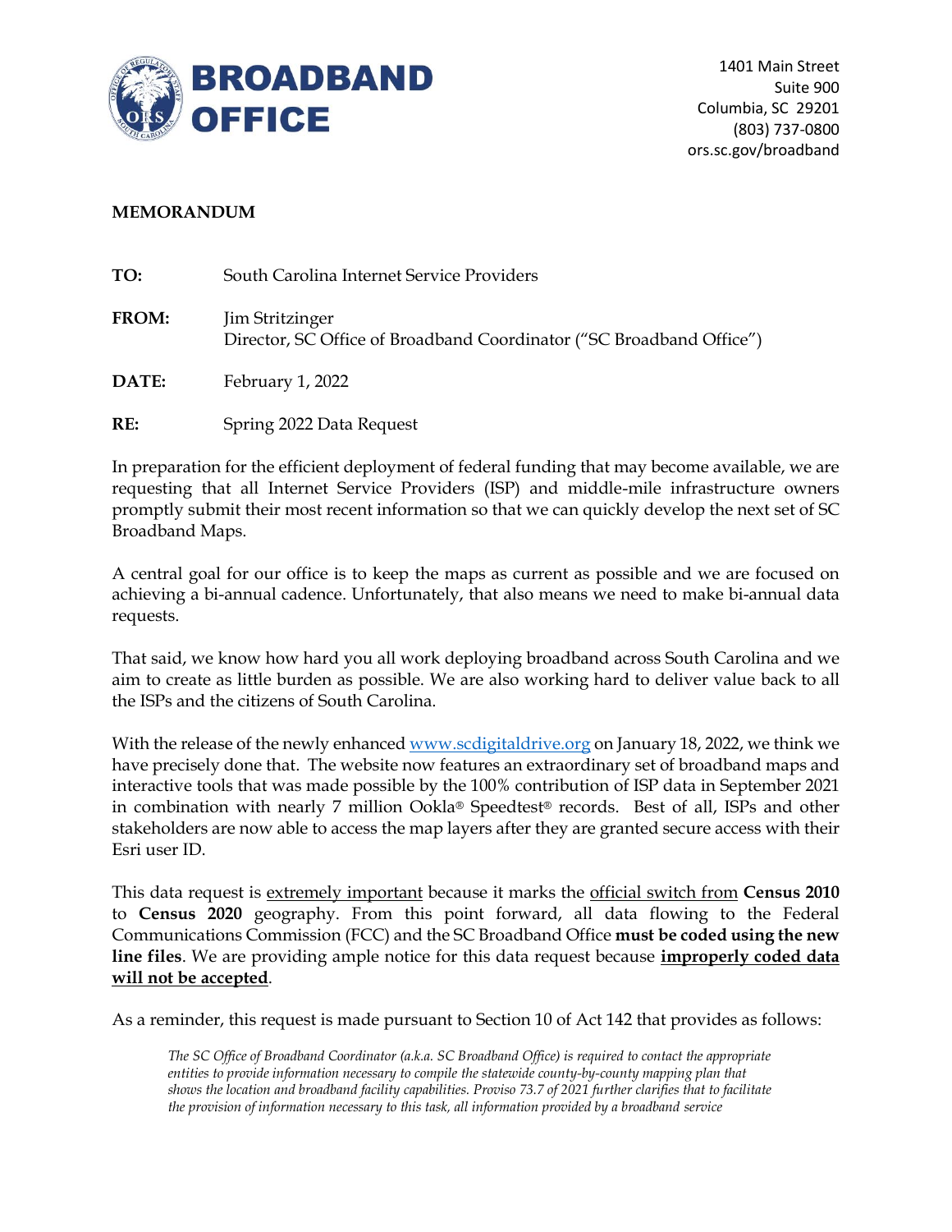**BROADBAND OFFICE**

1401 Main Street
Suite 900
Columbia, SC 29201
(803) 737-0800
ors.sc.gov/broadband

**MEMORANDUM**

**TO:** South Carolina Internet Service Providers

**FROM:** Jim Stritzinger
Director, SC Office of Broadband Coordinator ("SC Broadband Office")

**DATE:** February 1, 2022

**RE:** Spring 2022 Data Request

In preparation for the efficient deployment of federal funding that may become available, we are requesting that all Internet Service Providers (ISP) and middle-mile infrastructure owners promptly submit their most recent information so that we can quickly develop the next set of SC Broadband Maps.

A central goal for our office is to keep the maps as current as possible and we are focused on achieving a bi-annual cadence. Unfortunately, that also means we need to make bi-annual data requests.

That said, we know how hard you all work deploying broadband across South Carolina and we aim to create as little burden as possible. We are also working hard to deliver value back to all the ISPs and the citizens of South Carolina.

With the release of the newly enhanced [www.scdigitaldrive.org](www.scdigitaldrive.org) on January 18, 2022, we think we have precisely done that. The website now features an extraordinary set of broadband maps and interactive tools that was made possible by the 100% contribution of ISP data in September 2021 in combination with nearly 7 million Ookla® Speedtest® records. Best of all, ISPs and other stakeholders are now able to access the map layers after they are granted secure access with their Esri user ID.

This data request is <u>extremely important</u> because it marks the <u>official switch from</u> **Census 2010** to **Census 2020** geography. From this point forward, all data flowing to the Federal Communications Commission (FCC) and the SC Broadband Office **must be coded using the new line files**. We are providing ample notice for this data request because **<u>improperly coded data will not be accepted</u>**.

As a reminder, this request is made pursuant to Section 10 of Act 142 that provides as follows:

> *The SC Office of Broadband Coordinator (a.k.a. SC Broadband Office) is required to contact the appropriate entities to provide information necessary to compile the statewide county-by-county mapping plan that shows the location and broadband facility capabilities. Proviso 73.7 of 2021 further clarifies that to facilitate the provision of information necessary to this task, all information provided by a broadband service*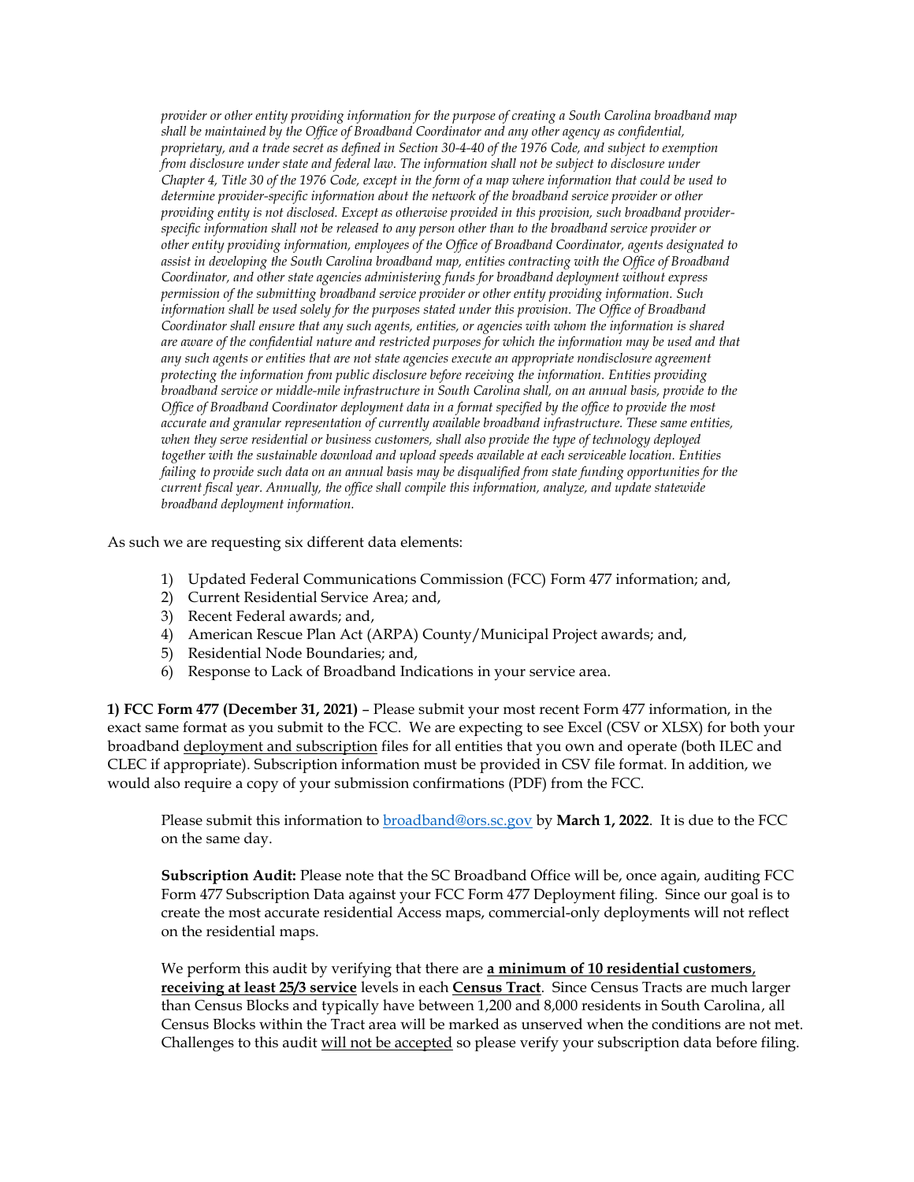*provider or other entity providing information for the purpose of creating a South Carolina broadband map shall be maintained by the Office of Broadband Coordinator and any other agency as confidential, proprietary, and a trade secret as defined in Section 30-4-40 of the 1976 Code, and subject to exemption from disclosure under state and federal law. The information shall not be subject to disclosure under Chapter 4, Title 30 of the 1976 Code, except in the form of a map where information that could be used to determine provider-specific information about the network of the broadband service provider or other providing entity is not disclosed. Except as otherwise provided in this provision, such broadband provider-specific information shall not be released to any person other than to the broadband service provider or other entity providing information, employees of the Office of Broadband Coordinator, agents designated to assist in developing the South Carolina broadband map, entities contracting with the Office of Broadband Coordinator, and other state agencies administering funds for broadband deployment without express permission of the submitting broadband service provider or other entity providing information. Such information shall be used solely for the purposes stated under this provision. The Office of Broadband Coordinator shall ensure that any such agents, entities, or agencies with whom the information is shared are aware of the confidential nature and restricted purposes for which the information may be used and that any such agents or entities that are not state agencies execute an appropriate nondisclosure agreement protecting the information from public disclosure before receiving the information. Entities providing broadband service or middle-mile infrastructure in South Carolina shall, on an annual basis, provide to the Office of Broadband Coordinator deployment data in a format specified by the office to provide the most accurate and granular representation of currently available broadband infrastructure. These same entities, when they serve residential or business customers, shall also provide the type of technology deployed together with the sustainable download and upload speeds available at each serviceable location. Entities failing to provide such data on an annual basis may be disqualified from state funding opportunities for the current fiscal year. Annually, the office shall compile this information, analyze, and update statewide broadband deployment information.*

As such we are requesting six different data elements:

1) Updated Federal Communications Commission (FCC) Form 477 information; and,
2) Current Residential Service Area; and,
3) Recent Federal awards; and,
4) American Rescue Plan Act (ARPA) County/Municipal Project awards; and,
5) Residential Node Boundaries; and,
6) Response to Lack of Broadband Indications in your service area.

**1) FCC Form 477 (December 31, 2021)** – Please submit your most recent Form 477 information, in the exact same format as you submit to the FCC. We are expecting to see Excel (CSV or XLSX) for both your broadband <u>deployment and subscription</u> files for all entities that you own and operate (both ILEC and CLEC if appropriate). Subscription information must be provided in CSV file format. In addition, we would also require a copy of your submission confirmations (PDF) from the FCC.

Please submit this information to broadband@ors.sc.gov by **March 1, 2022**. It is due to the FCC on the same day.

**Subscription Audit:** Please note that the SC Broadband Office will be, once again, auditing FCC Form 477 Subscription Data against your FCC Form 477 Deployment filing. Since our goal is to create the most accurate residential Access maps, commercial-only deployments will not reflect on the residential maps.

We perform this audit by verifying that there are **<u>a minimum of 10 residential customers, receiving at least 25/3 service</u>** levels in each **<u>Census Tract</u>**. Since Census Tracts are much larger than Census Blocks and typically have between 1,200 and 8,000 residents in South Carolina, all Census Blocks within the Tract area will be marked as unserved when the conditions are not met. Challenges to this audit <u>will not be accepted</u> so please verify your subscription data before filing.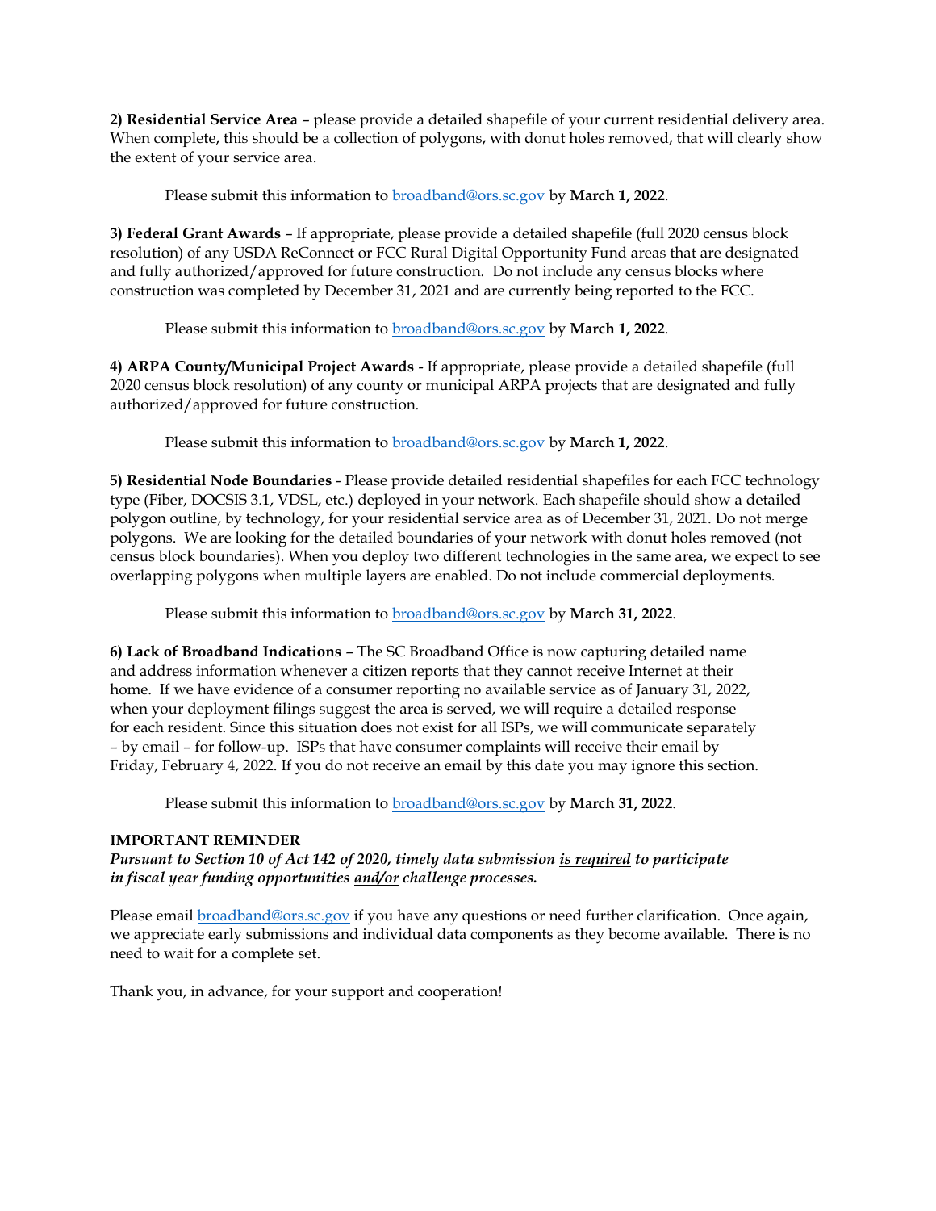**2) Residential Service Area** – please provide a detailed shapefile of your current residential delivery area. When complete, this should be a collection of polygons, with donut holes removed, that will clearly show the extent of your service area.

Please submit this information to broadband@ors.sc.gov by **March 1, 2022**.

**3) Federal Grant Awards** – If appropriate, please provide a detailed shapefile (full 2020 census block resolution) of any USDA ReConnect or FCC Rural Digital Opportunity Fund areas that are designated and fully authorized/approved for future construction. Do not include any census blocks where construction was completed by December 31, 2021 and are currently being reported to the FCC.

Please submit this information to broadband@ors.sc.gov by **March 1, 2022**.

**4) ARPA County/Municipal Project Awards** - If appropriate, please provide a detailed shapefile (full 2020 census block resolution) of any county or municipal ARPA projects that are designated and fully authorized/approved for future construction.

Please submit this information to broadband@ors.sc.gov by **March 1, 2022**.

**5) Residential Node Boundaries** - Please provide detailed residential shapefiles for each FCC technology type (Fiber, DOCSIS 3.1, VDSL, etc.) deployed in your network. Each shapefile should show a detailed polygon outline, by technology, for your residential service area as of December 31, 2021. Do not merge polygons. We are looking for the detailed boundaries of your network with donut holes removed (not census block boundaries). When you deploy two different technologies in the same area, we expect to see overlapping polygons when multiple layers are enabled. Do not include commercial deployments.

Please submit this information to broadband@ors.sc.gov by **March 31, 2022**.

**6) Lack of Broadband Indications** – The SC Broadband Office is now capturing detailed name and address information whenever a citizen reports that they cannot receive Internet at their home. If we have evidence of a consumer reporting no available service as of January 31, 2022, when your deployment filings suggest the area is served, we will require a detailed response for each resident. Since this situation does not exist for all ISPs, we will communicate separately – by email – for follow-up. ISPs that have consumer complaints will receive their email by Friday, February 4, 2022. If you do not receive an email by this date you may ignore this section.

Please submit this information to broadband@ors.sc.gov by **March 31, 2022**.

**IMPORTANT REMINDER**

***Pursuant to Section 10 of Act 142 of 2020, timely data submission is required to participate in fiscal year funding opportunities and/or challenge processes.***

Please email broadband@ors.sc.gov if you have any questions or need further clarification. Once again, we appreciate early submissions and individual data components as they become available. There is no need to wait for a complete set.

Thank you, in advance, for your support and cooperation!